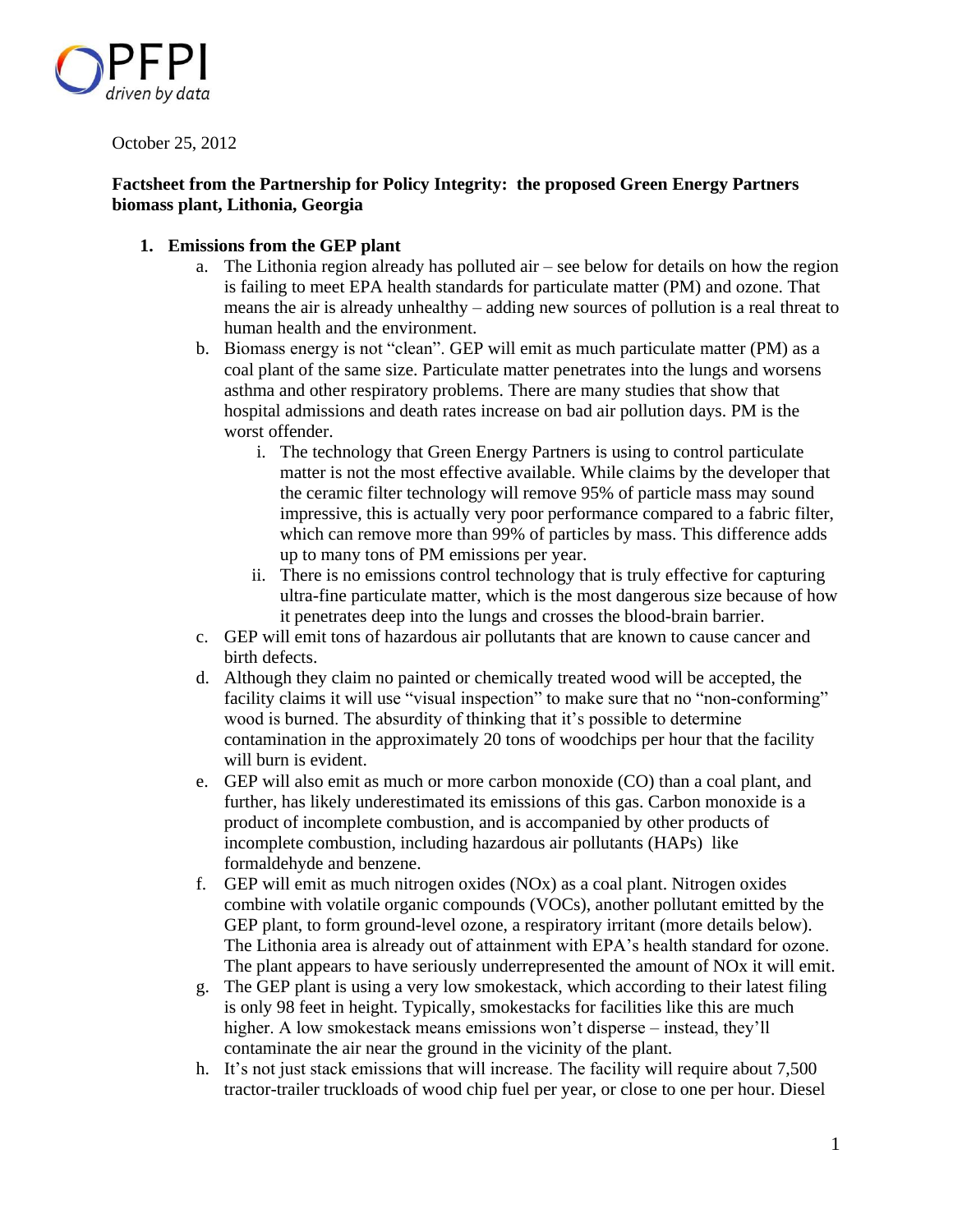PFPI
*driven by data*

October 25, 2012

**Factsheet from the Partnership for Policy Integrity: the proposed Green Energy Partners biomass plant, Lithonia, Georgia**

1. **Emissions from the GEP plant**
   a. The Lithonia region already has polluted air – see below for details on how the region is failing to meet EPA health standards for particulate matter (PM) and ozone. That means the air is already unhealthy – adding new sources of pollution is a real threat to human health and the environment.

   b. Biomass energy is not "clean". GEP will emit as much particulate matter (PM) as a coal plant of the same size. Particulate matter penetrates into the lungs and worsens asthma and other respiratory problems. There are many studies that show that hospital admissions and death rates increase on bad air pollution days. PM is the worst offender.

      i. The technology that Green Energy Partners is using to control particulate matter is not the most effective available. While claims by the developer that the ceramic filter technology will remove 95% of particle mass may sound impressive, this is actually very poor performance compared to a fabric filter, which can remove more than 99% of particles by mass. This difference adds up to many tons of PM emissions per year.

      ii. There is no emissions control technology that is truly effective for capturing ultra-fine particulate matter, which is the most dangerous size because of how it penetrates deep into the lungs and crosses the blood-brain barrier.

   c. GEP will emit tons of hazardous air pollutants that are known to cause cancer and birth defects.

   d. Although they claim no painted or chemically treated wood will be accepted, the facility claims it will use "visual inspection" to make sure that no "non-conforming" wood is burned. The absurdity of thinking that it's possible to determine contamination in the approximately 20 tons of woodchips per hour that the facility will burn is evident.

   e. GEP will also emit as much or more carbon monoxide (CO) than a coal plant, and further, has likely underestimated its emissions of this gas. Carbon monoxide is a product of incomplete combustion, and is accompanied by other products of incomplete combustion, including hazardous air pollutants (HAPs) like formaldehyde and benzene.

   f. GEP will emit as much nitrogen oxides (NOx) as a coal plant. Nitrogen oxides combine with volatile organic compounds (VOCs), another pollutant emitted by the GEP plant, to form ground-level ozone, a respiratory irritant (more details below). The Lithonia area is already out of attainment with EPA's health standard for ozone. The plant appears to have seriously underrepresented the amount of NOx it will emit.

   g. The GEP plant is using a very low smokestack, which according to their latest filing is only 98 feet in height. Typically, smokestacks for facilities like this are much higher. A low smokestack means emissions won't disperse – instead, they'll contaminate the air near the ground in the vicinity of the plant.

   h. It's not just stack emissions that will increase. The facility will require about 7,500 tractor-trailer truckloads of wood chip fuel per year, or close to one per hour. Diesel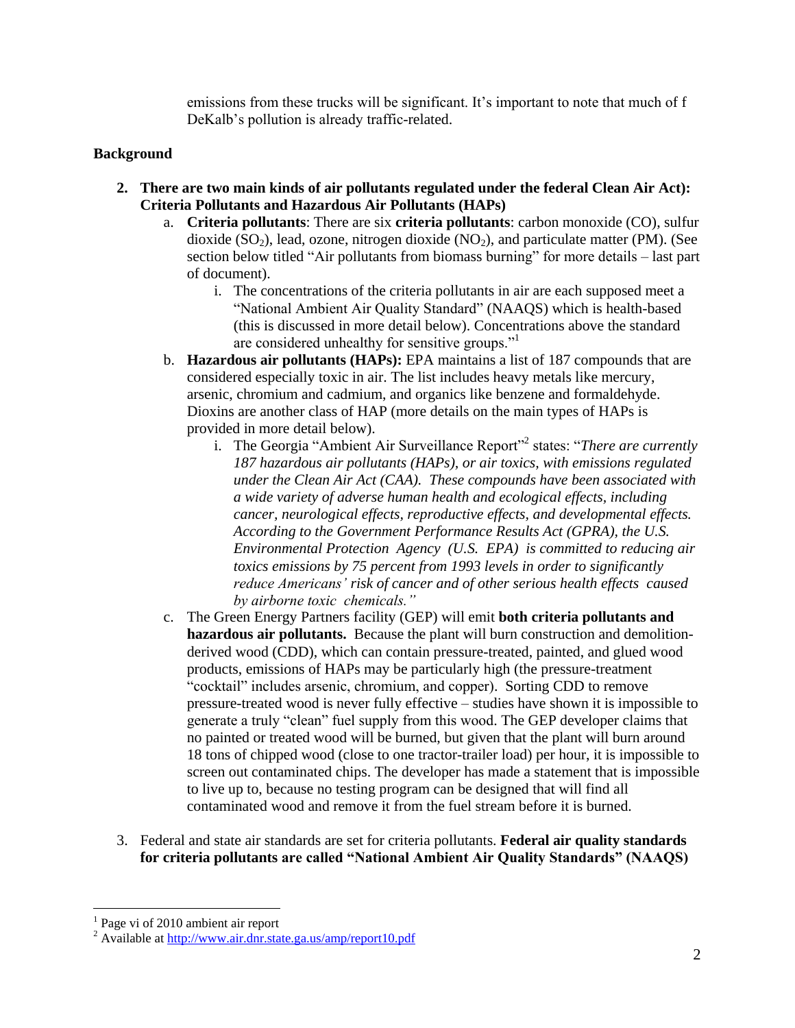emissions from these trucks will be significant. It's important to note that much of f DeKalb's pollution is already traffic-related.

**Background**

2. **There are two main kinds of air pollutants regulated under the federal Clean Air Act): Criteria Pollutants and Hazardous Air Pollutants (HAPs)**
   a. **Criteria pollutants**: There are six **criteria pollutants**: carbon monoxide (CO), sulfur dioxide ($SO_2$), lead, ozone, nitrogen dioxide ($NO_2$), and particulate matter (PM). (See section below titled "Air pollutants from biomass burning" for more details – last part of document).
      i. The concentrations of the criteria pollutants in air are each supposed meet a "National Ambient Air Quality Standard" (NAAQS) which is health-based (this is discussed in more detail below). Concentrations above the standard are considered unhealthy for sensitive groups."[1]
   b. **Hazardous air pollutants (HAPs):** EPA maintains a list of 187 compounds that are considered especially toxic in air. The list includes heavy metals like mercury, arsenic, chromium and cadmium, and organics like benzene and formaldehyde. Dioxins are another class of HAP (more details on the main types of HAPs is provided in more detail below).
      i. The Georgia "Ambient Air Surveillance Report"[2] states: "*There are currently 187 hazardous air pollutants (HAPs), or air toxics, with emissions regulated under the Clean Air Act (CAA). These compounds have been associated with a wide variety of adverse human health and ecological effects, including cancer, neurological effects, reproductive effects, and developmental effects. According to the Government Performance Results Act (GPRA), the U.S. Environmental Protection Agency (U.S. EPA) is committed to reducing air toxics emissions by 75 percent from 1993 levels in order to significantly reduce Americans' risk of cancer and of other serious health effects caused by airborne toxic chemicals."*
   c. The Green Energy Partners facility (GEP) will emit **both criteria pollutants and hazardous air pollutants.** Because the plant will burn construction and demolition-derived wood (CDD), which can contain pressure-treated, painted, and glued wood products, emissions of HAPs may be particularly high (the pressure-treatment "cocktail" includes arsenic, chromium, and copper). Sorting CDD to remove pressure-treated wood is never fully effective – studies have shown it is impossible to generate a truly "clean" fuel supply from this wood. The GEP developer claims that no painted or treated wood will be burned, but given that the plant will burn around 18 tons of chipped wood (close to one tractor-trailer load) per hour, it is impossible to screen out contaminated chips. The developer has made a statement that is impossible to live up to, because no testing program can be designed that will find all contaminated wood and remove it from the fuel stream before it is burned.

3. Federal and state air standards are set for criteria pollutants. **Federal air quality standards for criteria pollutants are called "National Ambient Air Quality Standards" (NAAQS)**

---

[1] Page vi of 2010 ambient air report

[2] Available at http://www.air.dnr.state.ga.us/amp/report10.pdf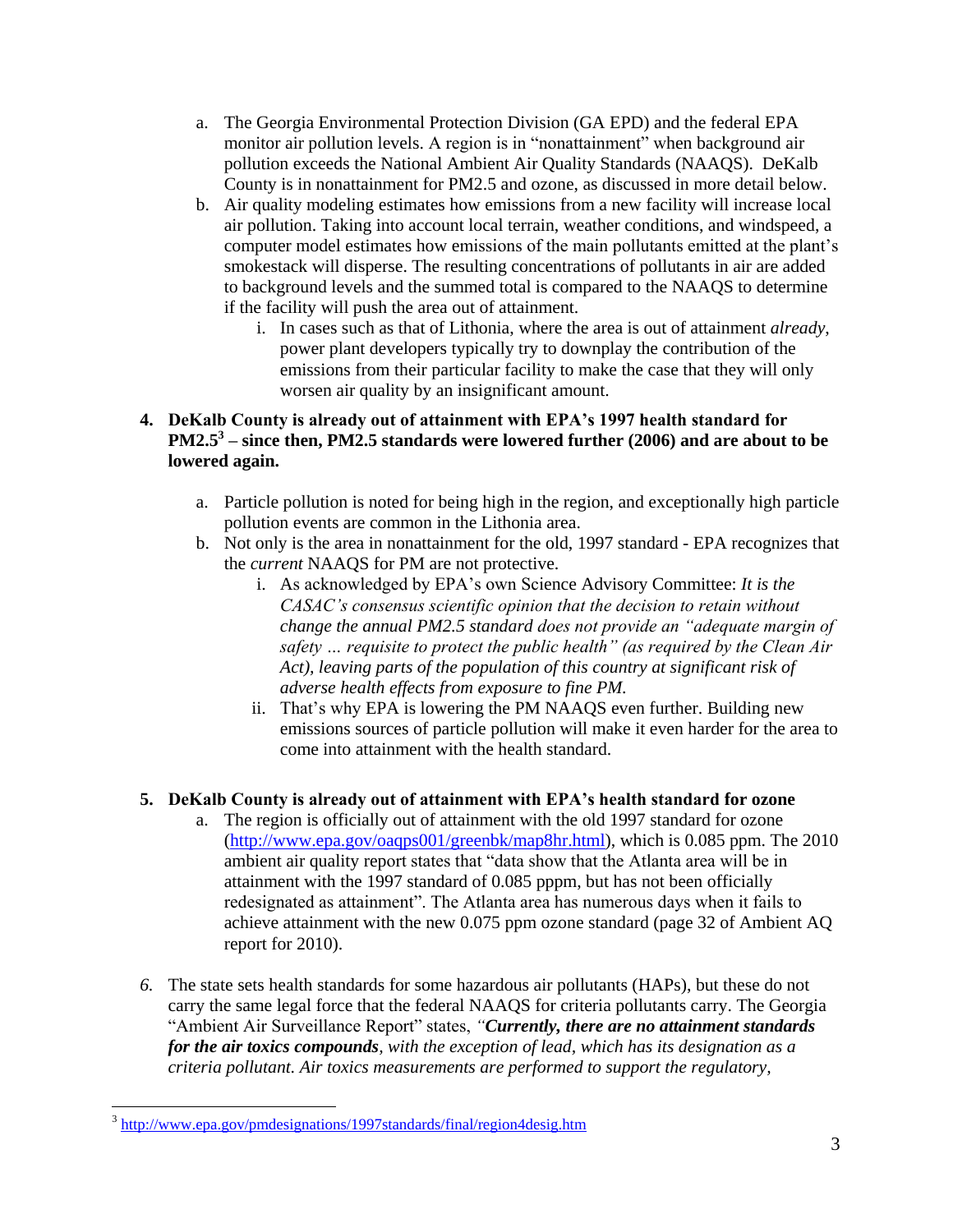a. The Georgia Environmental Protection Division (GA EPD) and the federal EPA monitor air pollution levels. A region is in "nonattainment" when background air pollution exceeds the National Ambient Air Quality Standards (NAAQS). DeKalb County is in nonattainment for PM2.5 and ozone, as discussed in more detail below.
b. Air quality modeling estimates how emissions from a new facility will increase local air pollution. Taking into account local terrain, weather conditions, and windspeed, a computer model estimates how emissions of the main pollutants emitted at the plant's smokestack will disperse. The resulting concentrations of pollutants in air are added to background levels and the summed total is compared to the NAAQS to determine if the facility will push the area out of attainment.
   i. In cases such as that of Lithonia, where the area is out of attainment *already*, power plant developers typically try to downplay the contribution of the emissions from their particular facility to make the case that they will only worsen air quality by an insignificant amount.

4. **DeKalb County is already out of attainment with EPA's 1997 health standard for PM2.5[3] – since then, PM2.5 standards were lowered further (2006) and are about to be lowered again.**

   a. Particle pollution is noted for being high in the region, and exceptionally high particle pollution events are common in the Lithonia area.
   b. Not only is the area in nonattainment for the old, 1997 standard - EPA recognizes that the *current* NAAQS for PM are not protective.
      i. As acknowledged by EPA's own Science Advisory Committee: *It is the CASAC's consensus scientific opinion that the decision to retain without change the annual PM2.5 standard does not provide an "adequate margin of safety … requisite to protect the public health" (as required by the Clean Air Act), leaving parts of the population of this country at significant risk of adverse health effects from exposure to fine PM.*
      ii. That's why EPA is lowering the PM NAAQS even further. Building new emissions sources of particle pollution will make it even harder for the area to come into attainment with the health standard.

5. **DeKalb County is already out of attainment with EPA's health standard for ozone**
   a. The region is officially out of attainment with the old 1997 standard for ozone (http://www.epa.gov/oaqps001/greenbk/map8hr.html), which is 0.085 ppm. The 2010 ambient air quality report states that "data show that the Atlanta area will be in attainment with the 1997 standard of 0.085 pppm, but has not been officially redesignated as attainment". The Atlanta area has numerous days when it fails to achieve attainment with the new 0.075 ppm ozone standard (page 32 of Ambient AQ report for 2010).

*6.* The state sets health standards for some hazardous air pollutants (HAPs), but these do not carry the same legal force that the federal NAAQS for criteria pollutants carry. The Georgia "Ambient Air Surveillance Report" states, *"**Currently, there are no attainment standards for the air toxics compounds**, with the exception of lead, which has its designation as a criteria pollutant. Air toxics measurements are performed to support the regulatory,*

[3] http://www.epa.gov/pmdesignations/1997standards/final/region4desig.htm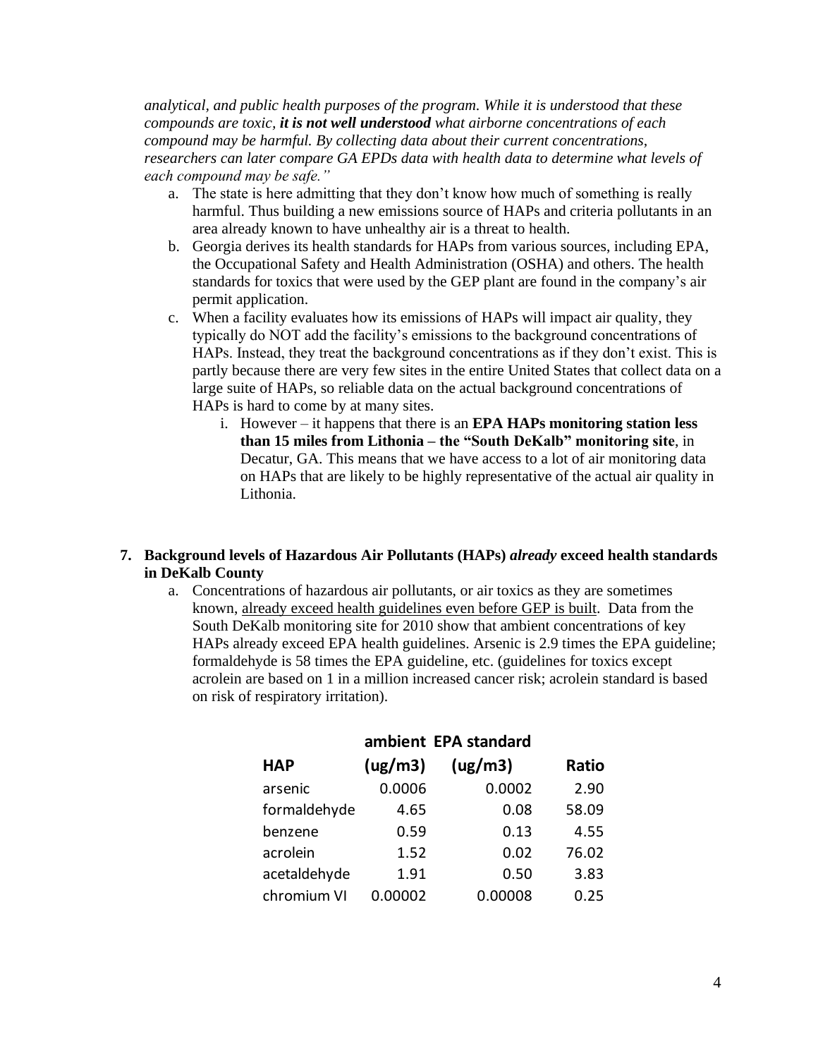*analytical, and public health purposes of the program. While it is understood that these compounds are toxic, **it is not well understood** what airborne concentrations of each compound may be harmful. By collecting data about their current concentrations, researchers can later compare GA EPDs data with health data to determine what levels of each compound may be safe."*

a. The state is here admitting that they don't know how much of something is really harmful. Thus building a new emissions source of HAPs and criteria pollutants in an area already known to have unhealthy air is a threat to health.
b. Georgia derives its health standards for HAPs from various sources, including EPA, the Occupational Safety and Health Administration (OSHA) and others. The health standards for toxics that were used by the GEP plant are found in the company's air permit application.
c. When a facility evaluates how its emissions of HAPs will impact air quality, they typically do NOT add the facility's emissions to the background concentrations of HAPs. Instead, they treat the background concentrations as if they don't exist. This is partly because there are very few sites in the entire United States that collect data on a large suite of HAPs, so reliable data on the actual background concentrations of HAPs is hard to come by at many sites.
    i. However – it happens that there is an **EPA HAPs monitoring station less than 15 miles from Lithonia – the "South DeKalb" monitoring site**, in Decatur, GA. This means that we have access to a lot of air monitoring data on HAPs that are likely to be highly representative of the actual air quality in Lithonia.

**7. Background levels of Hazardous Air Pollutants (HAPs) *already* exceed health standards in DeKalb County**

a. Concentrations of hazardous air pollutants, or air toxics as they are sometimes known, already exceed health guidelines even before GEP is built. Data from the South DeKalb monitoring site for 2010 show that ambient concentrations of key HAPs already exceed EPA health guidelines. Arsenic is 2.9 times the EPA guideline; formaldehyde is 58 times the EPA guideline, etc. (guidelines for toxics except acrolein are based on 1 in a million increased cancer risk; acrolein standard is based on risk of respiratory irritation).

| HAP | ambient (ug/m3) | EPA standard (ug/m3) | Ratio |
|---|---|---|---|
| arsenic | 0.0006 | 0.0002 | 2.90 |
| formaldehyde | 4.65 | 0.08 | 58.09 |
| benzene | 0.59 | 0.13 | 4.55 |
| acrolein | 1.52 | 0.02 | 76.02 |
| acetaldehyde | 1.91 | 0.50 | 3.83 |
| chromium VI | 0.00002 | 0.00008 | 0.25 |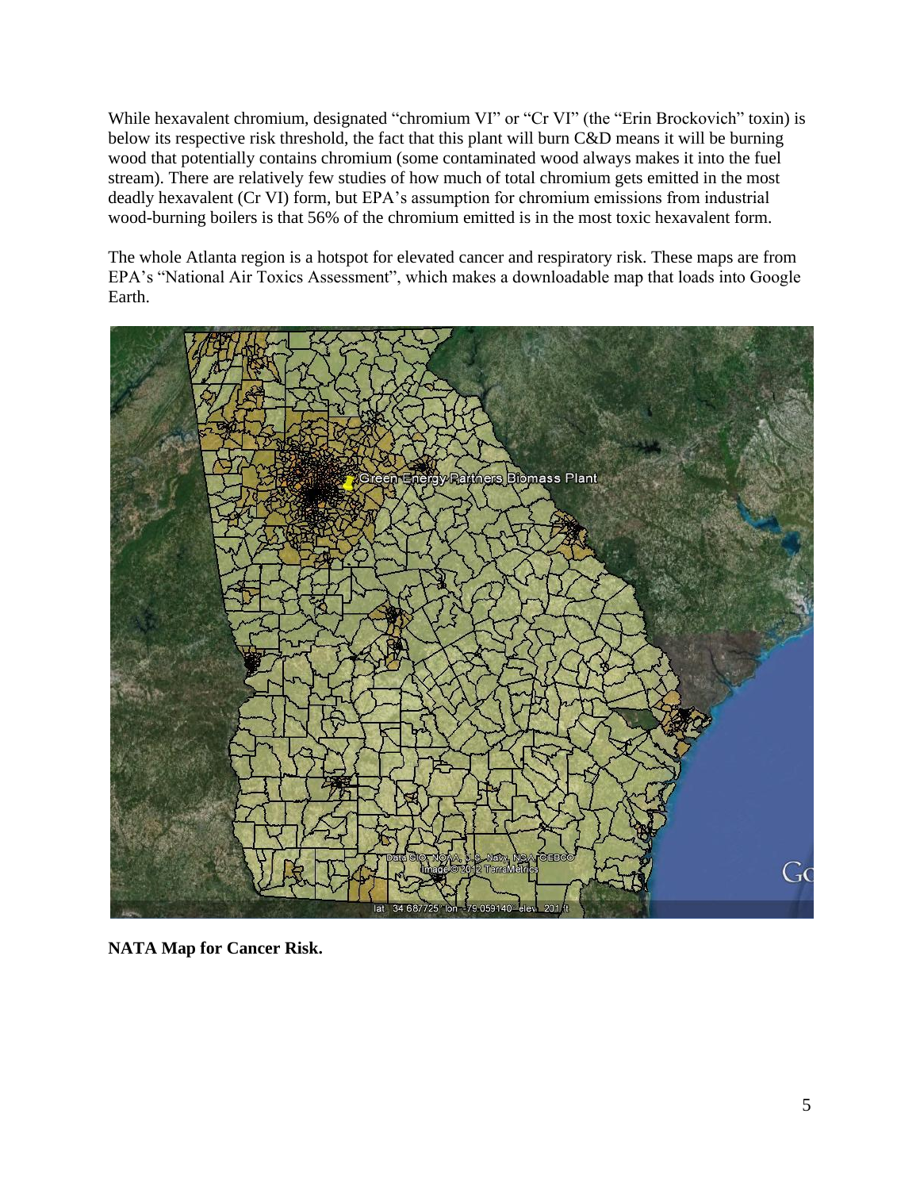While hexavalent chromium, designated "chromium VI" or "Cr VI" (the "Erin Brockovich" toxin) is below its respective risk threshold, the fact that this plant will burn C&D means it will be burning wood that potentially contains chromium (some contaminated wood always makes it into the fuel stream). There are relatively few studies of how much of total chromium gets emitted in the most deadly hexavalent (Cr VI) form, but EPA's assumption for chromium emissions from industrial wood-burning boilers is that 56% of the chromium emitted is in the most toxic hexavalent form.

The whole Atlanta region is a hotspot for elevated cancer and respiratory risk. These maps are from EPA's "National Air Toxics Assessment", which makes a downloadable map that loads into Google Earth.

**NATA Map for Cancer Risk.**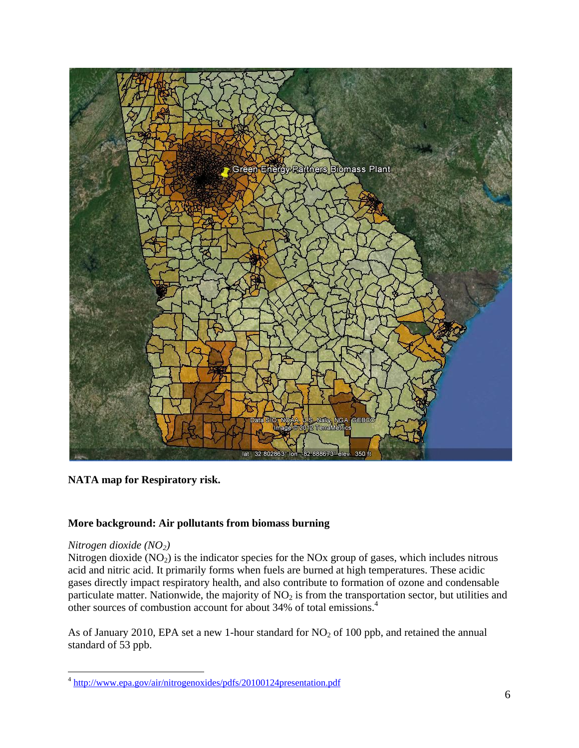**NATA map for Respiratory risk.**

## More background: Air pollutants from biomass burning

*Nitrogen dioxide ($NO_2$)*

Nitrogen dioxide ($NO_2$) is the indicator species for the NOx group of gases, which includes nitrous acid and nitric acid. It primarily forms when fuels are burned at high temperatures. These acidic gases directly impact respiratory health, and also contribute to formation of ozone and condensable particulate matter. Nationwide, the majority of $NO_2$ is from the transportation sector, but utilities and other sources of combustion account for about 34% of total emissions.[4]

As of January 2010, EPA set a new 1-hour standard for $NO_2$ of 100 ppb, and retained the annual standard of 53 ppb.

[4] http://www.epa.gov/air/nitrogenoxides/pdfs/20100124presentation.pdf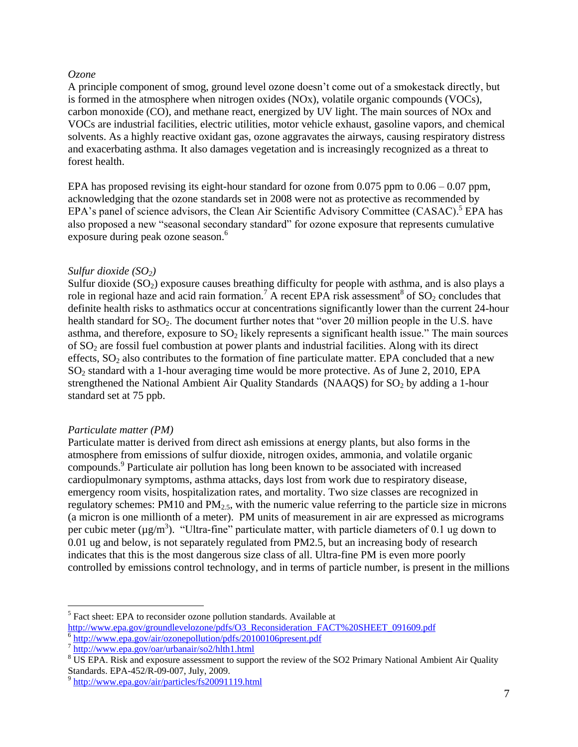*Ozone*

A principle component of smog, ground level ozone doesn't come out of a smokestack directly, but is formed in the atmosphere when nitrogen oxides (NOx), volatile organic compounds (VOCs), carbon monoxide (CO), and methane react, energized by UV light. The main sources of NOx and VOCs are industrial facilities, electric utilities, motor vehicle exhaust, gasoline vapors, and chemical solvents. As a highly reactive oxidant gas, ozone aggravates the airways, causing respiratory distress and exacerbating asthma. It also damages vegetation and is increasingly recognized as a threat to forest health.

EPA has proposed revising its eight-hour standard for ozone from 0.075 ppm to 0.06 – 0.07 ppm, acknowledging that the ozone standards set in 2008 were not as protective as recommended by EPA's panel of science advisors, the Clean Air Scientific Advisory Committee (CASAC).[5] EPA has also proposed a new "seasonal secondary standard" for ozone exposure that represents cumulative exposure during peak ozone season.[6]

*Sulfur dioxide ($SO_2$)*

Sulfur dioxide ($SO_2$) exposure causes breathing difficulty for people with asthma, and is also plays a role in regional haze and acid rain formation.[7] A recent EPA risk assessment[8] of $SO_2$ concludes that definite health risks to asthmatics occur at concentrations significantly lower than the current 24-hour health standard for $SO_2$. The document further notes that "over 20 million people in the U.S. have asthma, and therefore, exposure to $SO_2$ likely represents a significant health issue." The main sources of $SO_2$ are fossil fuel combustion at power plants and industrial facilities. Along with its direct effects, $SO_2$ also contributes to the formation of fine particulate matter. EPA concluded that a new $SO_2$ standard with a 1-hour averaging time would be more protective. As of June 2, 2010, EPA strengthened the National Ambient Air Quality Standards (NAAQS) for $SO_2$ by adding a 1-hour standard set at 75 ppb.

*Particulate matter (PM)*

Particulate matter is derived from direct ash emissions at energy plants, but also forms in the atmosphere from emissions of sulfur dioxide, nitrogen oxides, ammonia, and volatile organic compounds.[9] Particulate air pollution has long been known to be associated with increased cardiopulmonary symptoms, asthma attacks, days lost from work due to respiratory disease, emergency room visits, hospitalization rates, and mortality. Two size classes are recognized in regulatory schemes: PM10 and $PM_{2.5}$, with the numeric value referring to the particle size in microns (a micron is one millionth of a meter). PM units of measurement in air are expressed as micrograms per cubic meter ($\mu g/m^3$). "Ultra-fine" particulate matter, with particle diameters of 0.1 ug down to 0.01 ug and below, is not separately regulated from PM2.5, but an increasing body of research indicates that this is the most dangerous size class of all. Ultra-fine PM is even more poorly controlled by emissions control technology, and in terms of particle number, is present in the millions

---

[5] Fact sheet: EPA to reconsider ozone pollution standards. Available at http://www.epa.gov/groundlevelozone/pdfs/O3_Reconsideration_FACT%20SHEET_091609.pdf

[6] http://www.epa.gov/air/ozonepollution/pdfs/20100106present.pdf

[7] http://www.epa.gov/oar/urbanair/so2/hlth1.html

[8] US EPA. Risk and exposure assessment to support the review of the SO2 Primary National Ambient Air Quality Standards. EPA-452/R-09-007, July, 2009.

[9] http://www.epa.gov/air/particles/fs20091119.html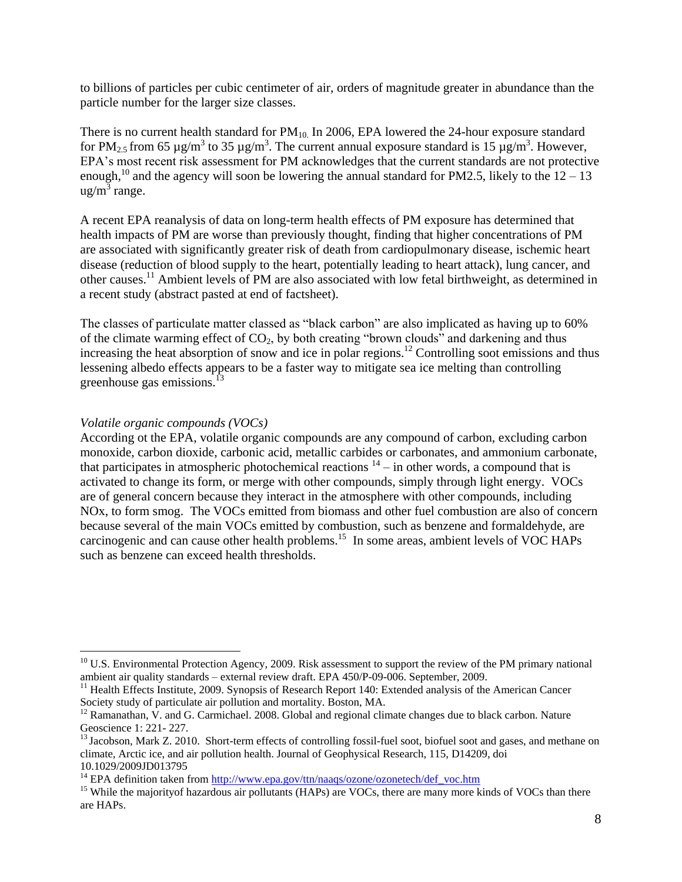to billions of particles per cubic centimeter of air, orders of magnitude greater in abundance than the particle number for the larger size classes.

There is no current health standard for $PM_{10}$. In 2006, EPA lowered the 24-hour exposure standard for $PM_{2.5}$ from 65 µg/$m^3$ to 35 µg/$m^3$. The current annual exposure standard is 15 µg/$m^3$. However, EPA's most recent risk assessment for PM acknowledges that the current standards are not protective enough,[10] and the agency will soon be lowering the annual standard for PM2.5, likely to the 12 – 13 ug/$m^3$ range.

A recent EPA reanalysis of data on long-term health effects of PM exposure has determined that health impacts of PM are worse than previously thought, finding that higher concentrations of PM are associated with significantly greater risk of death from cardiopulmonary disease, ischemic heart disease (reduction of blood supply to the heart, potentially leading to heart attack), lung cancer, and other causes.[11] Ambient levels of PM are also associated with low fetal birthweight, as determined in a recent study (abstract pasted at end of factsheet).

The classes of particulate matter classed as "black carbon" are also implicated as having up to 60% of the climate warming effect of $CO_2$, by both creating "brown clouds" and darkening and thus increasing the heat absorption of snow and ice in polar regions.[12] Controlling soot emissions and thus lessening albedo effects appears to be a faster way to mitigate sea ice melting than controlling greenhouse gas emissions.[13]

*Volatile organic compounds (VOCs)*

According ot the EPA, volatile organic compounds are any compound of carbon, excluding carbon monoxide, carbon dioxide, carbonic acid, metallic carbides or carbonates, and ammonium carbonate, that participates in atmospheric photochemical reactions [14] – in other words, a compound that is activated to change its form, or merge with other compounds, simply through light energy. VOCs are of general concern because they interact in the atmosphere with other compounds, including NOx, to form smog. The VOCs emitted from biomass and other fuel combustion are also of concern because several of the main VOCs emitted by combustion, such as benzene and formaldehyde, are carcinogenic and can cause other health problems.[15] In some areas, ambient levels of VOC HAPs such as benzene can exceed health thresholds.

---

[10] U.S. Environmental Protection Agency, 2009. Risk assessment to support the review of the PM primary national ambient air quality standards – external review draft. EPA 450/P-09-006. September, 2009.

[11] Health Effects Institute, 2009. Synopsis of Research Report 140: Extended analysis of the American Cancer Society study of particulate air pollution and mortality. Boston, MA.

[12] Ramanathan, V. and G. Carmichael. 2008. Global and regional climate changes due to black carbon. Nature Geoscience 1: 221- 227.

[13] Jacobson, Mark Z. 2010. Short-term effects of controlling fossil-fuel soot, biofuel soot and gases, and methane on climate, Arctic ice, and air pollution health. Journal of Geophysical Research, 115, D14209, doi 10.1029/2009JD013795

[14] EPA definition taken from http://www.epa.gov/ttn/naaqs/ozone/ozonetech/def_voc.htm

[15] While the majorityof hazardous air pollutants (HAPs) are VOCs, there are many more kinds of VOCs than there are HAPs.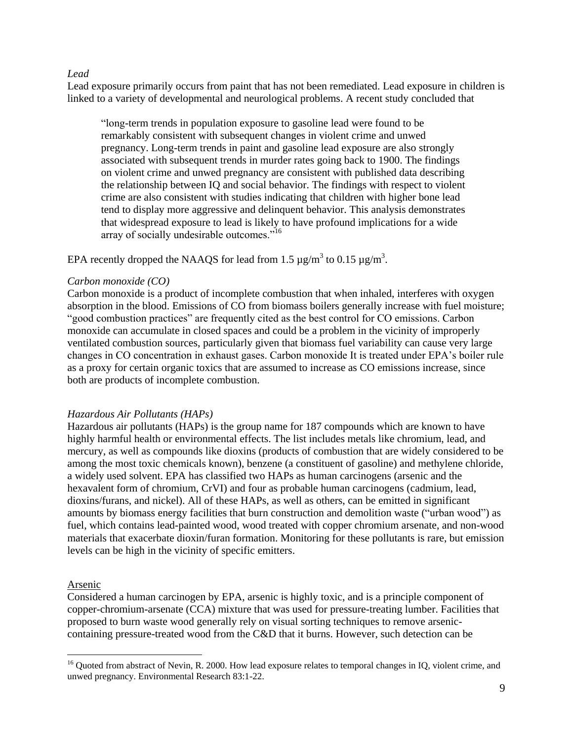*Lead*

Lead exposure primarily occurs from paint that has not been remediated. Lead exposure in children is linked to a variety of developmental and neurological problems. A recent study concluded that

> "long-term trends in population exposure to gasoline lead were found to be remarkably consistent with subsequent changes in violent crime and unwed pregnancy. Long-term trends in paint and gasoline lead exposure are also strongly associated with subsequent trends in murder rates going back to 1900. The findings on violent crime and unwed pregnancy are consistent with published data describing the relationship between IQ and social behavior. The findings with respect to violent crime are also consistent with studies indicating that children with higher bone lead tend to display more aggressive and delinquent behavior. This analysis demonstrates that widespread exposure to lead is likely to have profound implications for a wide array of socially undesirable outcomes."[16]

EPA recently dropped the NAAQS for lead from 1.5 $\mu g/m^3$ to 0.15 $\mu g/m^3$.

*Carbon monoxide (CO)*

Carbon monoxide is a product of incomplete combustion that when inhaled, interferes with oxygen absorption in the blood. Emissions of CO from biomass boilers generally increase with fuel moisture; "good combustion practices" are frequently cited as the best control for CO emissions. Carbon monoxide can accumulate in closed spaces and could be a problem in the vicinity of improperly ventilated combustion sources, particularly given that biomass fuel variability can cause very large changes in CO concentration in exhaust gases. Carbon monoxide It is treated under EPA's boiler rule as a proxy for certain organic toxics that are assumed to increase as CO emissions increase, since both are products of incomplete combustion.

*Hazardous Air Pollutants (HAPs)*

Hazardous air pollutants (HAPs) is the group name for 187 compounds which are known to have highly harmful health or environmental effects. The list includes metals like chromium, lead, and mercury, as well as compounds like dioxins (products of combustion that are widely considered to be among the most toxic chemicals known), benzene (a constituent of gasoline) and methylene chloride, a widely used solvent. EPA has classified two HAPs as human carcinogens (arsenic and the hexavalent form of chromium, CrVI) and four as probable human carcinogens (cadmium, lead, dioxins/furans, and nickel). All of these HAPs, as well as others, can be emitted in significant amounts by biomass energy facilities that burn construction and demolition waste ("urban wood") as fuel, which contains lead-painted wood, wood treated with copper chromium arsenate, and non-wood materials that exacerbate dioxin/furan formation. Monitoring for these pollutants is rare, but emission levels can be high in the vicinity of specific emitters.

Arsenic

Considered a human carcinogen by EPA, arsenic is highly toxic, and is a principle component of copper-chromium-arsenate (CCA) mixture that was used for pressure-treating lumber. Facilities that proposed to burn waste wood generally rely on visual sorting techniques to remove arsenic-containing pressure-treated wood from the C&D that it burns. However, such detection can be

---

[16] Quoted from abstract of Nevin, R. 2000. How lead exposure relates to temporal changes in IQ, violent crime, and unwed pregnancy. Environmental Research 83:1-22.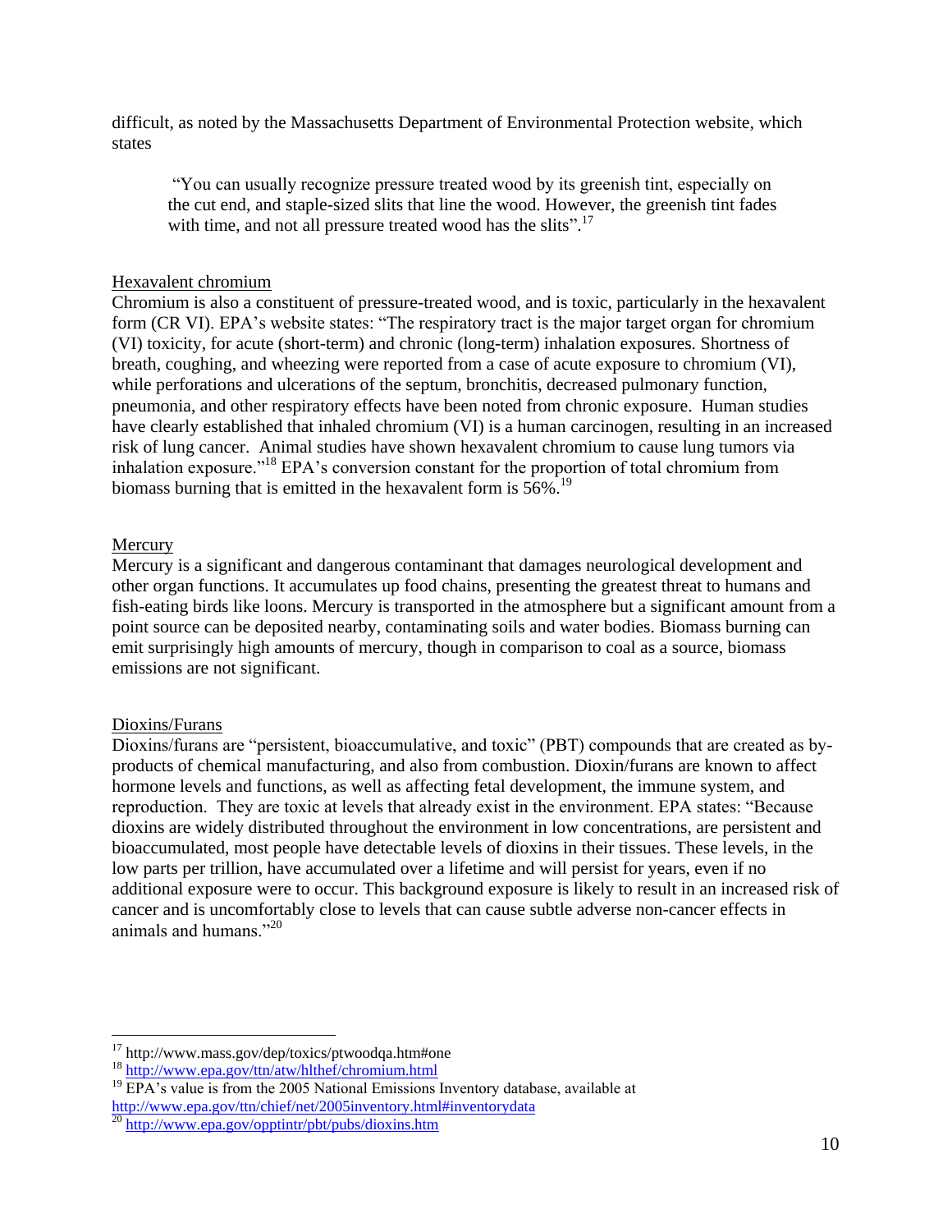difficult, as noted by the Massachusetts Department of Environmental Protection website, which states

> "You can usually recognize pressure treated wood by its greenish tint, especially on the cut end, and staple-sized slits that line the wood. However, the greenish tint fades with time, and not all pressure treated wood has the slits".[17]

<u>Hexavalent chromium</u>

Chromium is also a constituent of pressure-treated wood, and is toxic, particularly in the hexavalent form (CR VI). EPA's website states: "The respiratory tract is the major target organ for chromium (VI) toxicity, for acute (short-term) and chronic (long-term) inhalation exposures. Shortness of breath, coughing, and wheezing were reported from a case of acute exposure to chromium (VI), while perforations and ulcerations of the septum, bronchitis, decreased pulmonary function, pneumonia, and other respiratory effects have been noted from chronic exposure. Human studies have clearly established that inhaled chromium (VI) is a human carcinogen, resulting in an increased risk of lung cancer. Animal studies have shown hexavalent chromium to cause lung tumors via inhalation exposure."[18] EPA's conversion constant for the proportion of total chromium from biomass burning that is emitted in the hexavalent form is 56%.[19]

<u>Mercury</u>

Mercury is a significant and dangerous contaminant that damages neurological development and other organ functions. It accumulates up food chains, presenting the greatest threat to humans and fish-eating birds like loons. Mercury is transported in the atmosphere but a significant amount from a point source can be deposited nearby, contaminating soils and water bodies. Biomass burning can emit surprisingly high amounts of mercury, though in comparison to coal as a source, biomass emissions are not significant.

<u>Dioxins/Furans</u>

Dioxins/furans are "persistent, bioaccumulative, and toxic" (PBT) compounds that are created as by-products of chemical manufacturing, and also from combustion. Dioxin/furans are known to affect hormone levels and functions, as well as affecting fetal development, the immune system, and reproduction. They are toxic at levels that already exist in the environment. EPA states: "Because dioxins are widely distributed throughout the environment in low concentrations, are persistent and bioaccumulated, most people have detectable levels of dioxins in their tissues. These levels, in the low parts per trillion, have accumulated over a lifetime and will persist for years, even if no additional exposure were to occur. This background exposure is likely to result in an increased risk of cancer and is uncomfortably close to levels that can cause subtle adverse non-cancer effects in animals and humans."[20]

---

[17] http://www.mass.gov/dep/toxics/ptwoodqa.htm#one

[18] http://www.epa.gov/ttn/atw/hlthef/chromium.html

[19] EPA's value is from the 2005 National Emissions Inventory database, available at http://www.epa.gov/ttn/chief/net/2005inventory.html#inventorydata

[20] http://www.epa.gov/opptintr/pbt/pubs/dioxins.htm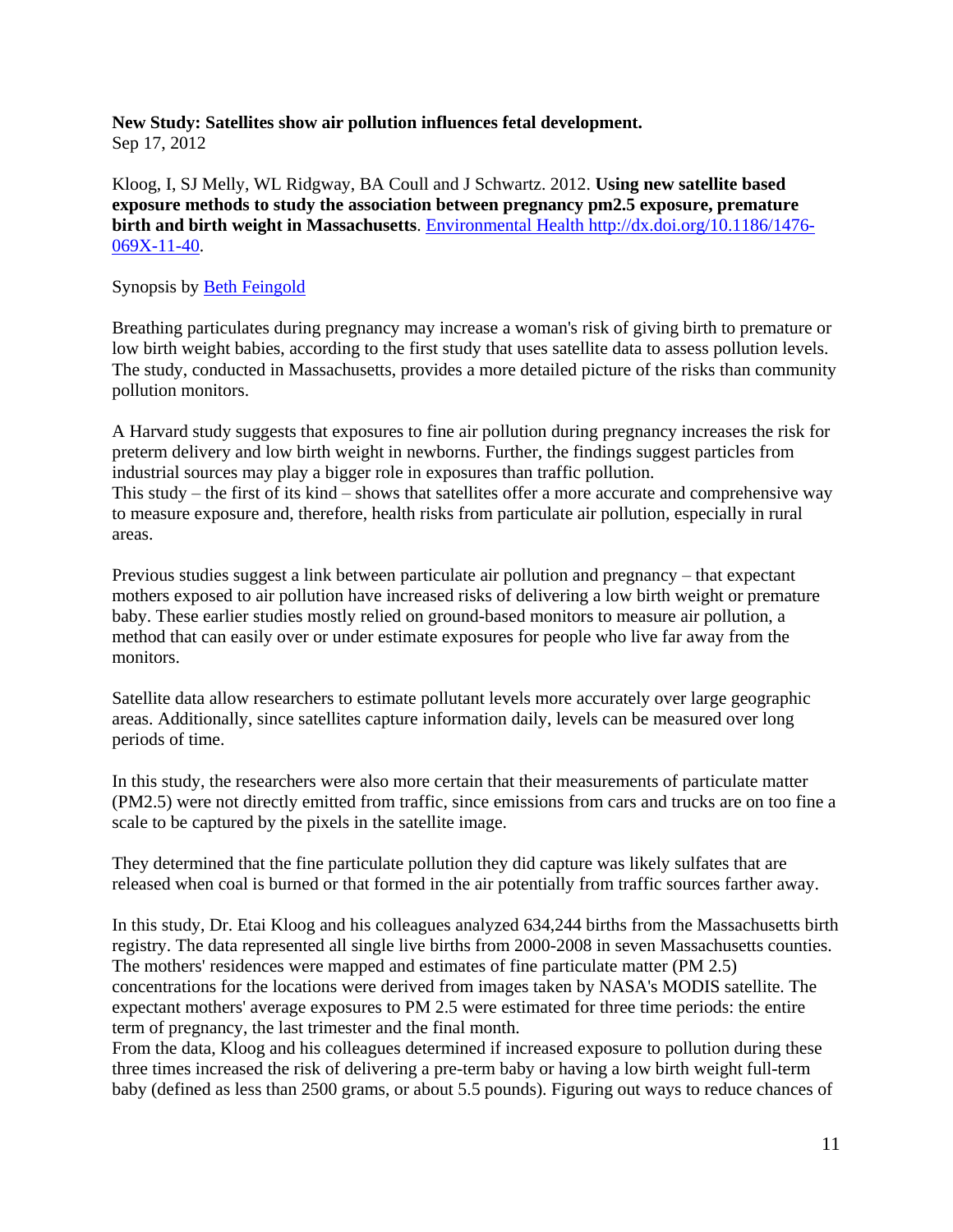**New Study: Satellites show air pollution influences fetal development.**
Sep 17, 2012

Kloog, I, SJ Melly, WL Ridgway, BA Coull and J Schwartz. 2012. **Using new satellite based exposure methods to study the association between pregnancy pm2.5 exposure, premature birth and birth weight in Massachusetts**. [Environmental Health http://dx.doi.org/10.1186/1476-069X-11-40](http://dx.doi.org/10.1186/1476-069X-11-40).

Synopsis by Beth Feingold

Breathing particulates during pregnancy may increase a woman's risk of giving birth to premature or low birth weight babies, according to the first study that uses satellite data to assess pollution levels. The study, conducted in Massachusetts, provides a more detailed picture of the risks than community pollution monitors.

A Harvard study suggests that exposures to fine air pollution during pregnancy increases the risk for preterm delivery and low birth weight in newborns. Further, the findings suggest particles from industrial sources may play a bigger role in exposures than traffic pollution.
This study – the first of its kind – shows that satellites offer a more accurate and comprehensive way to measure exposure and, therefore, health risks from particulate air pollution, especially in rural areas.

Previous studies suggest a link between particulate air pollution and pregnancy – that expectant mothers exposed to air pollution have increased risks of delivering a low birth weight or premature baby. These earlier studies mostly relied on ground-based monitors to measure air pollution, a method that can easily over or under estimate exposures for people who live far away from the monitors.

Satellite data allow researchers to estimate pollutant levels more accurately over large geographic areas. Additionally, since satellites capture information daily, levels can be measured over long periods of time.

In this study, the researchers were also more certain that their measurements of particulate matter (PM2.5) were not directly emitted from traffic, since emissions from cars and trucks are on too fine a scale to be captured by the pixels in the satellite image.

They determined that the fine particulate pollution they did capture was likely sulfates that are released when coal is burned or that formed in the air potentially from traffic sources farther away.

In this study, Dr. Etai Kloog and his colleagues analyzed 634,244 births from the Massachusetts birth registry. The data represented all single live births from 2000-2008 in seven Massachusetts counties. The mothers' residences were mapped and estimates of fine particulate matter (PM 2.5) concentrations for the locations were derived from images taken by NASA's MODIS satellite. The expectant mothers' average exposures to PM 2.5 were estimated for three time periods: the entire term of pregnancy, the last trimester and the final month.
From the data, Kloog and his colleagues determined if increased exposure to pollution during these three times increased the risk of delivering a pre-term baby or having a low birth weight full-term baby (defined as less than 2500 grams, or about 5.5 pounds). Figuring out ways to reduce chances of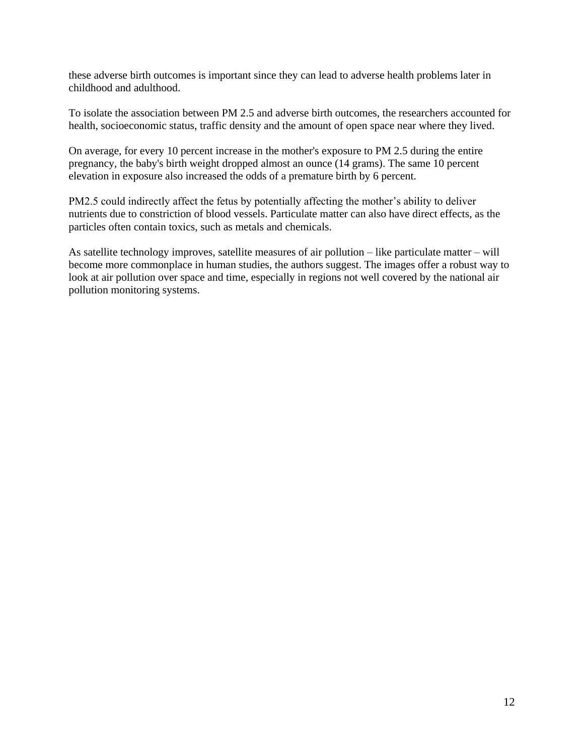these adverse birth outcomes is important since they can lead to adverse health problems later in childhood and adulthood.

To isolate the association between PM 2.5 and adverse birth outcomes, the researchers accounted for health, socioeconomic status, traffic density and the amount of open space near where they lived.

On average, for every 10 percent increase in the mother's exposure to PM 2.5 during the entire pregnancy, the baby's birth weight dropped almost an ounce (14 grams). The same 10 percent elevation in exposure also increased the odds of a premature birth by 6 percent.

PM2.5 could indirectly affect the fetus by potentially affecting the mother's ability to deliver nutrients due to constriction of blood vessels. Particulate matter can also have direct effects, as the particles often contain toxics, such as metals and chemicals.

As satellite technology improves, satellite measures of air pollution – like particulate matter – will become more commonplace in human studies, the authors suggest. The images offer a robust way to look at air pollution over space and time, especially in regions not well covered by the national air pollution monitoring systems.